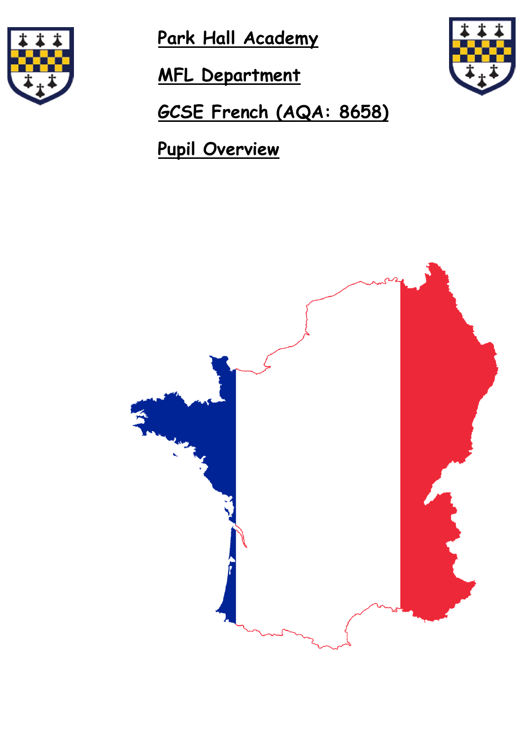# Park Hall Academy

## MFL Department

## GCSE French (AQA: 8658)

## Pupil Overview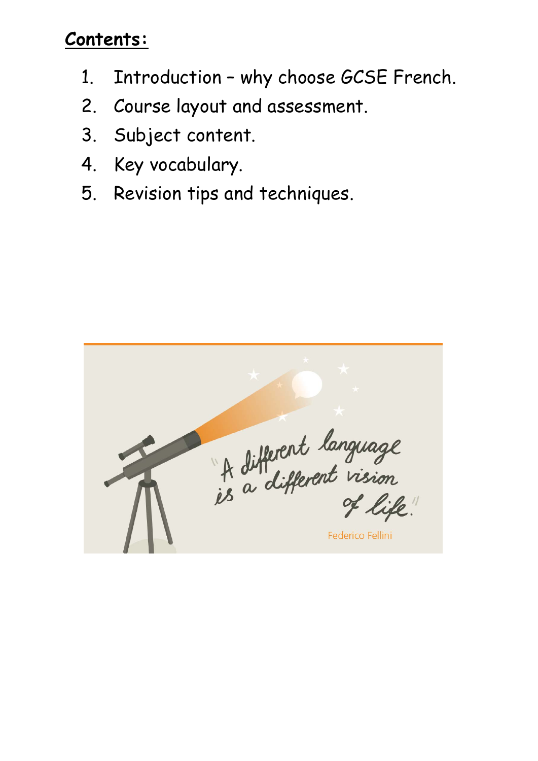**<u>Contents:</u>**

1. Introduction – why choose GCSE French.
2. Course layout and assessment.
3. Subject content.
4. Key vocabulary.
5. Revision tips and techniques.

"A different language is a different vision of life."

Federico Fellini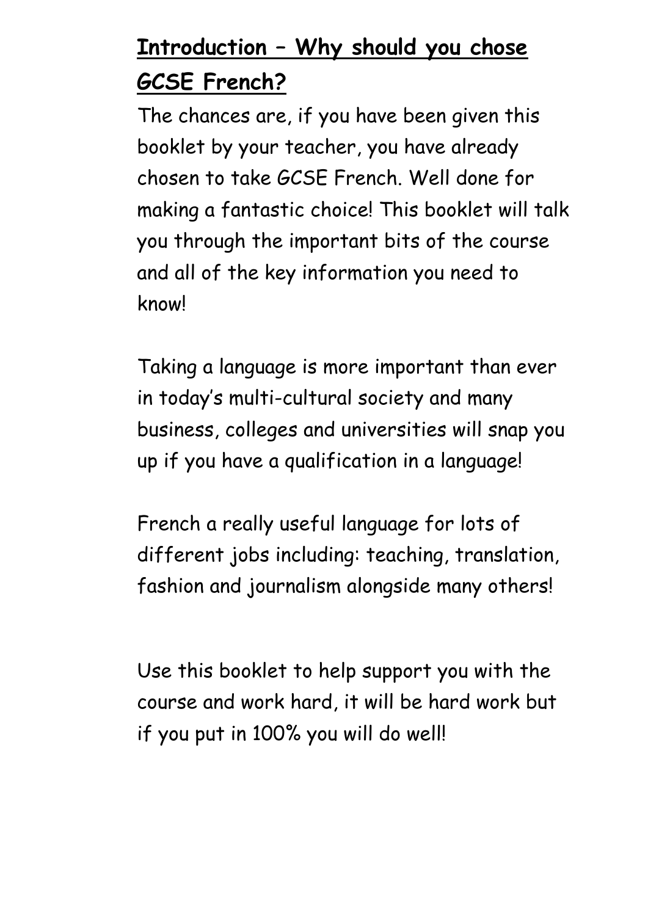# Introduction – Why should you chose GCSE French?

The chances are, if you have been given this booklet by your teacher, you have already chosen to take GCSE French. Well done for making a fantastic choice! This booklet will talk you through the important bits of the course and all of the key information you need to know!

Taking a language is more important than ever in today's multi-cultural society and many business, colleges and universities will snap you up if you have a qualification in a language!

French a really useful language for lots of different jobs including: teaching, translation, fashion and journalism alongside many others!

Use this booklet to help support you with the course and work hard, it will be hard work but if you put in 100% you will do well!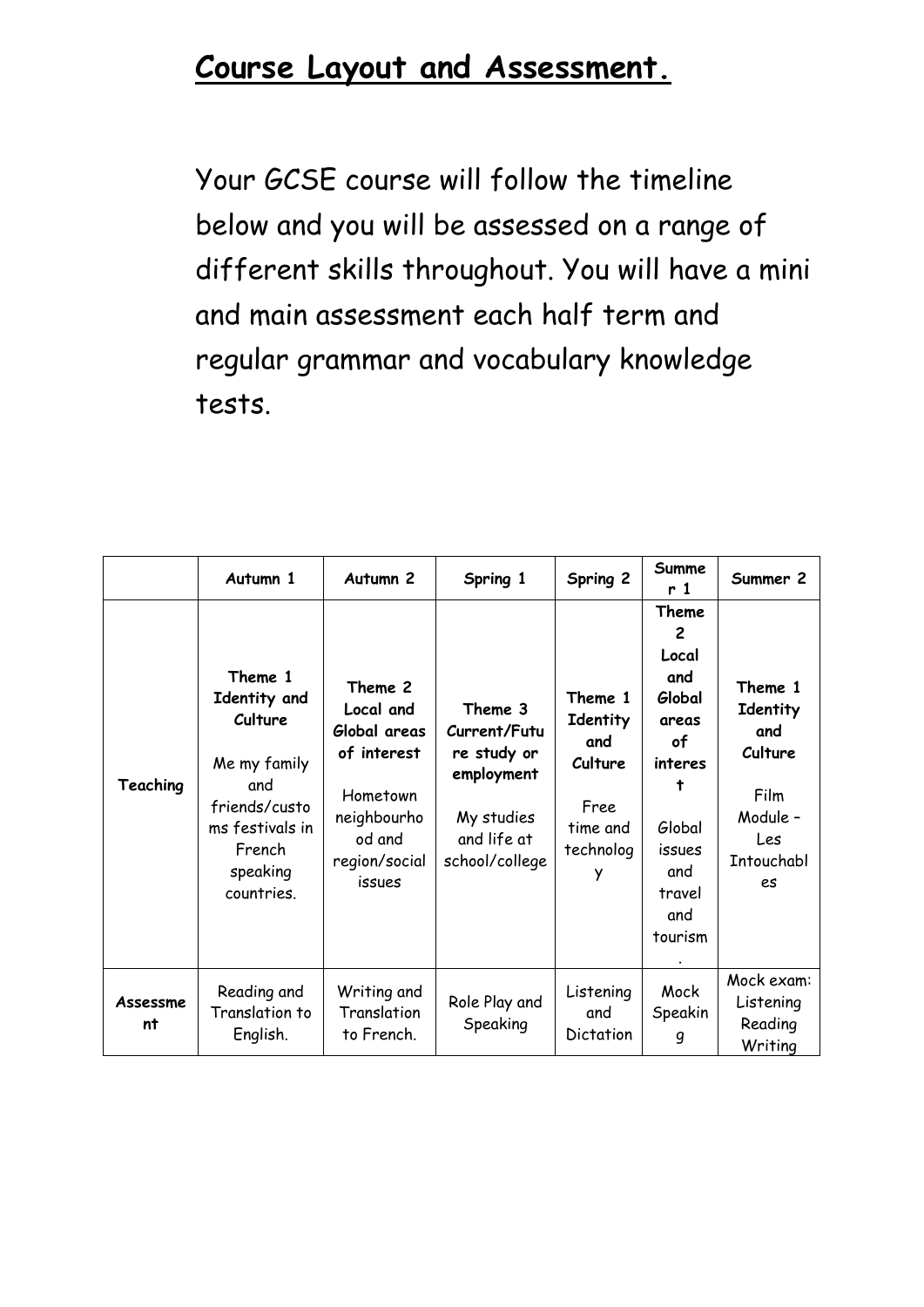# Course Layout and Assessment.

Your GCSE course will follow the timeline below and you will be assessed on a range of different skills throughout. You will have a mini and main assessment each half term and regular grammar and vocabulary knowledge tests.

| | Autumn 1 | Autumn 2 | Spring 1 | Spring 2 | Summer 1 | Summer 2 |
|---|---|---|---|---|---|---|
| **Teaching** | **Theme 1 Identity and Culture** Me my family and friends/customs festivals in French speaking countries. | **Theme 2 Local and Global areas of interest** Hometown neighbourhood and region/social issues | **Theme 3 Current/Future study or employment** My studies and life at school/college | **Theme 1 Identity and Culture** Free time and technology | **Theme 2 Local and Global areas of interest** Global issues and travel and tourism. | **Theme 1 Identity and Culture** Film Module – Les Intouchables |
| **Assessment** | Reading and Translation to English. | Writing and Translation to French. | Role Play and Speaking | Listening and Dictation | Mock Speaking | Mock exam: Listening Reading Writing |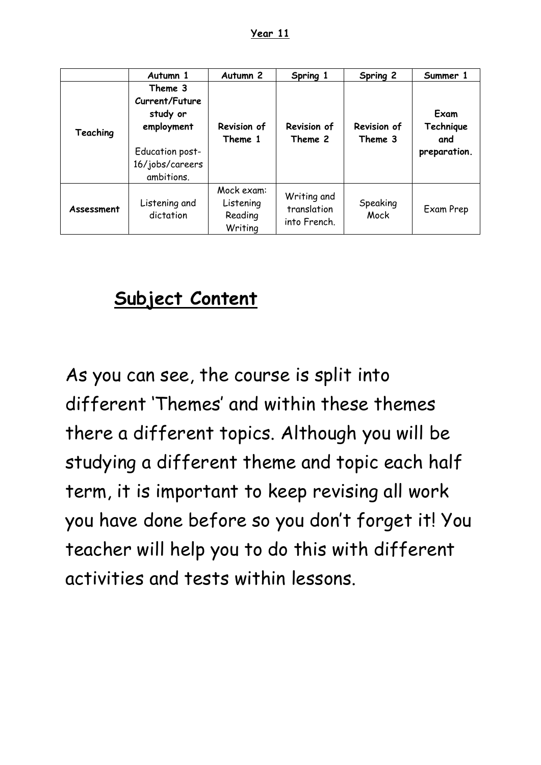**Year 11**

| | Autumn 1 | Autumn 2 | Spring 1 | Spring 2 | Summer 1 |
|---|---|---|---|---|---|
| **Teaching** | **Theme 3 Current/Future study or employment** Education post-16/jobs/careers ambitions. | **Revision of Theme 1** | **Revision of Theme 2** | **Revision of Theme 3** | **Exam Technique and preparation.** |
| **Assessment** | Listening and dictation | Mock exam: Listening Reading Writing | Writing and translation into French. | Speaking Mock | Exam Prep |

# Subject Content

As you can see, the course is split into different 'Themes' and within these themes there a different topics. Although you will be studying a different theme and topic each half term, it is important to keep revising all work you have done before so you don't forget it! You teacher will help you to do this with different activities and tests within lessons.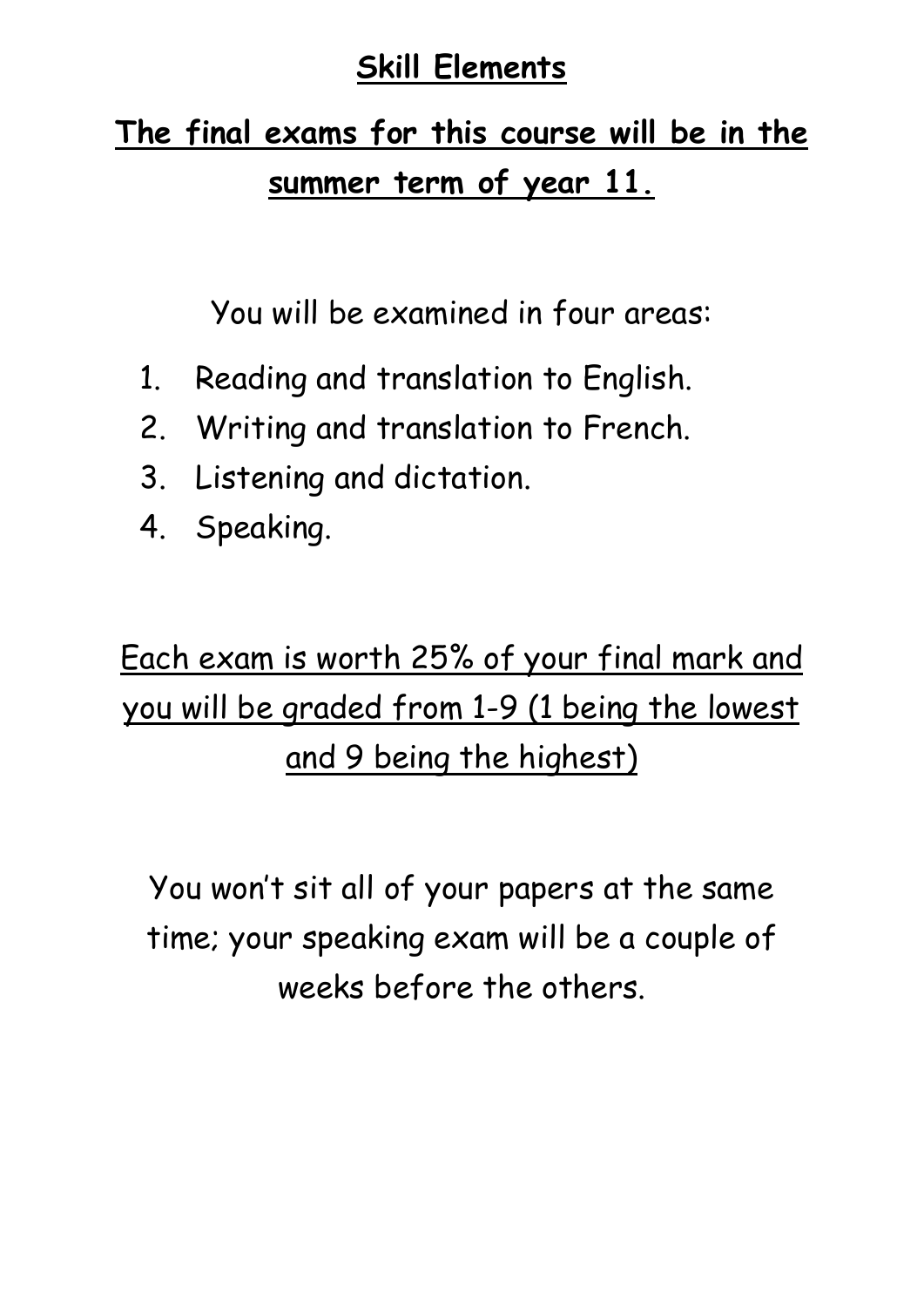# Skill Elements

## The final exams for this course will be in the summer term of year 11.

You will be examined in four areas:

1. Reading and translation to English.
2. Writing and translation to French.
3. Listening and dictation.
4. Speaking.

Each exam is worth 25% of your final mark and you will be graded from 1-9 (1 being the lowest and 9 being the highest)

You won't sit all of your papers at the same time; your speaking exam will be a couple of weeks before the others.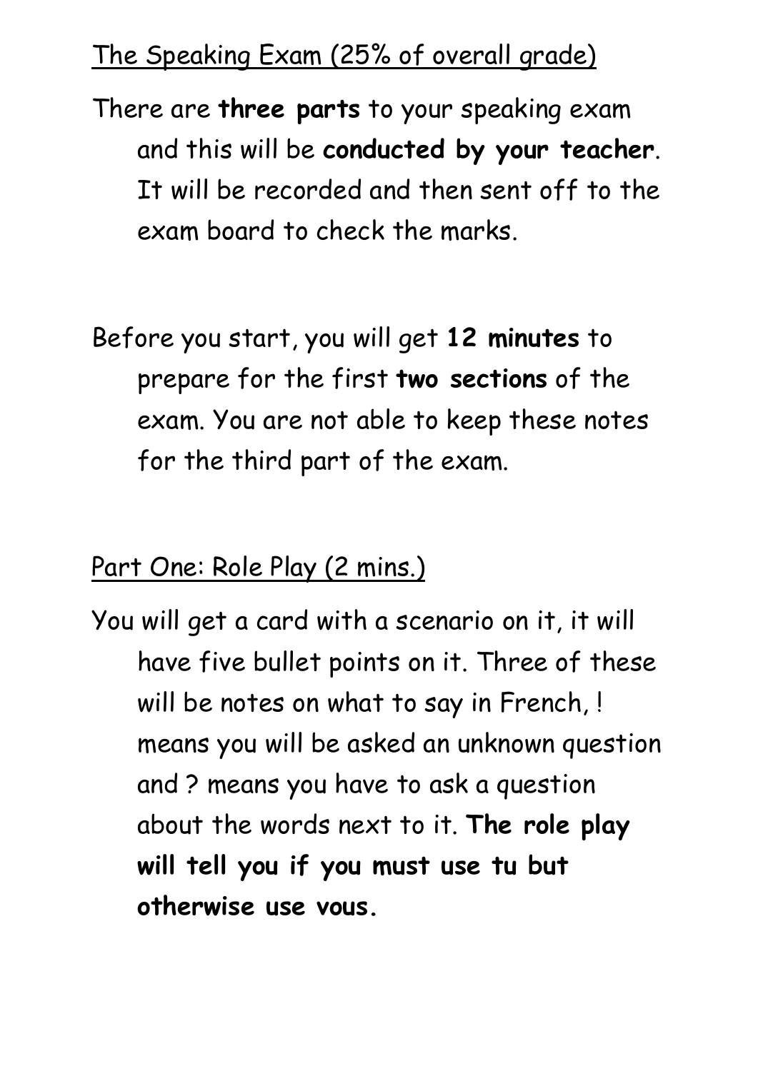## The Speaking Exam (25% of overall grade)

There are **three parts** to your speaking exam and this will be **conducted by your teacher**. It will be recorded and then sent off to the exam board to check the marks.

Before you start, you will get **12 minutes** to prepare for the first **two sections** of the exam. You are not able to keep these notes for the third part of the exam.

## Part One: Role Play (2 mins.)

You will get a card with a scenario on it, it will have five bullet points on it. Three of these will be notes on what to say in French, ! means you will be asked an unknown question and ? means you have to ask a question about the words next to it. **The role play will tell you if you must use tu but otherwise use vous.**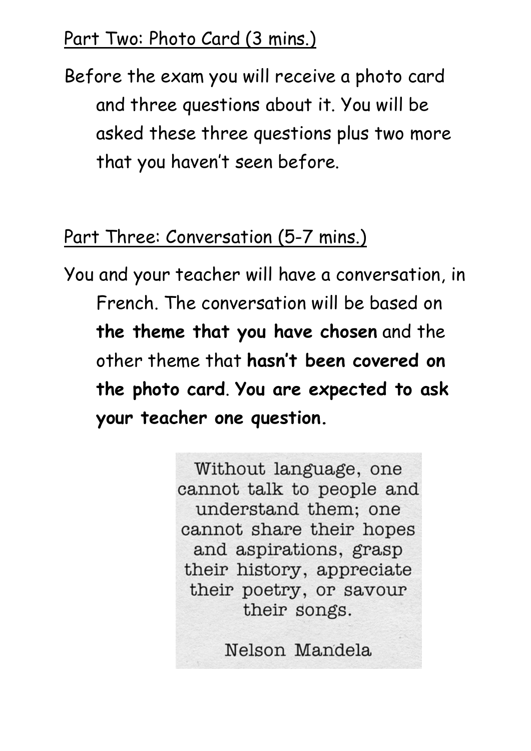## Part Two: Photo Card (3 mins.)

Before the exam you will receive a photo card and three questions about it. You will be asked these three questions plus two more that you haven't seen before.

## Part Three: Conversation (5-7 mins.)

You and your teacher will have a conversation, in French. The conversation will be based on **the theme that you have chosen** and the other theme that **hasn't been covered on the photo card**. **You are expected to ask your teacher one question.**

Without language, one cannot talk to people and understand them; one cannot share their hopes and aspirations, grasp their history, appreciate their poetry, or savour their songs.

Nelson Mandela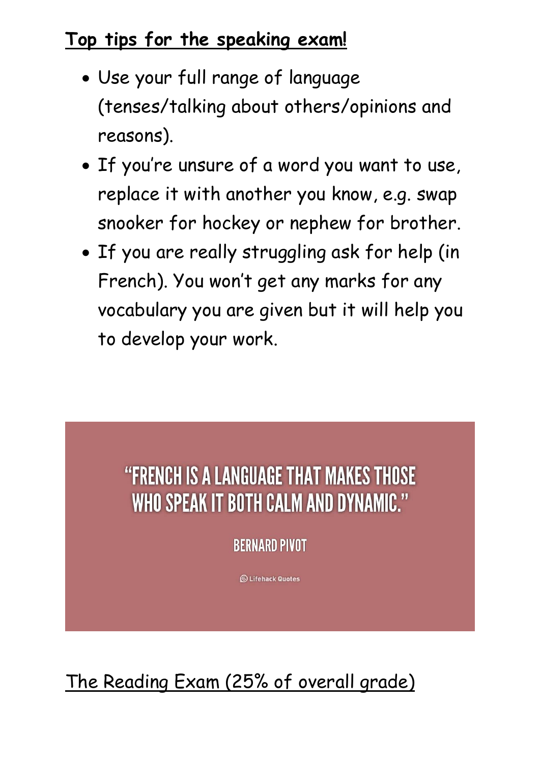## **Top tips for the speaking exam!**

- Use your full range of language (tenses/talking about others/opinions and reasons).
- If you're unsure of a word you want to use, replace it with another you know, e.g. swap snooker for hockey or nephew for brother.
- If you are really struggling ask for help (in French). You won't get any marks for any vocabulary you are given but it will help you to develop your work.

"FRENCH IS A LANGUAGE THAT MAKES THOSE WHO SPEAK IT BOTH CALM AND DYNAMIC."

BERNARD PIVOT

© Lifehack Quotes

## The Reading Exam (25% of overall grade)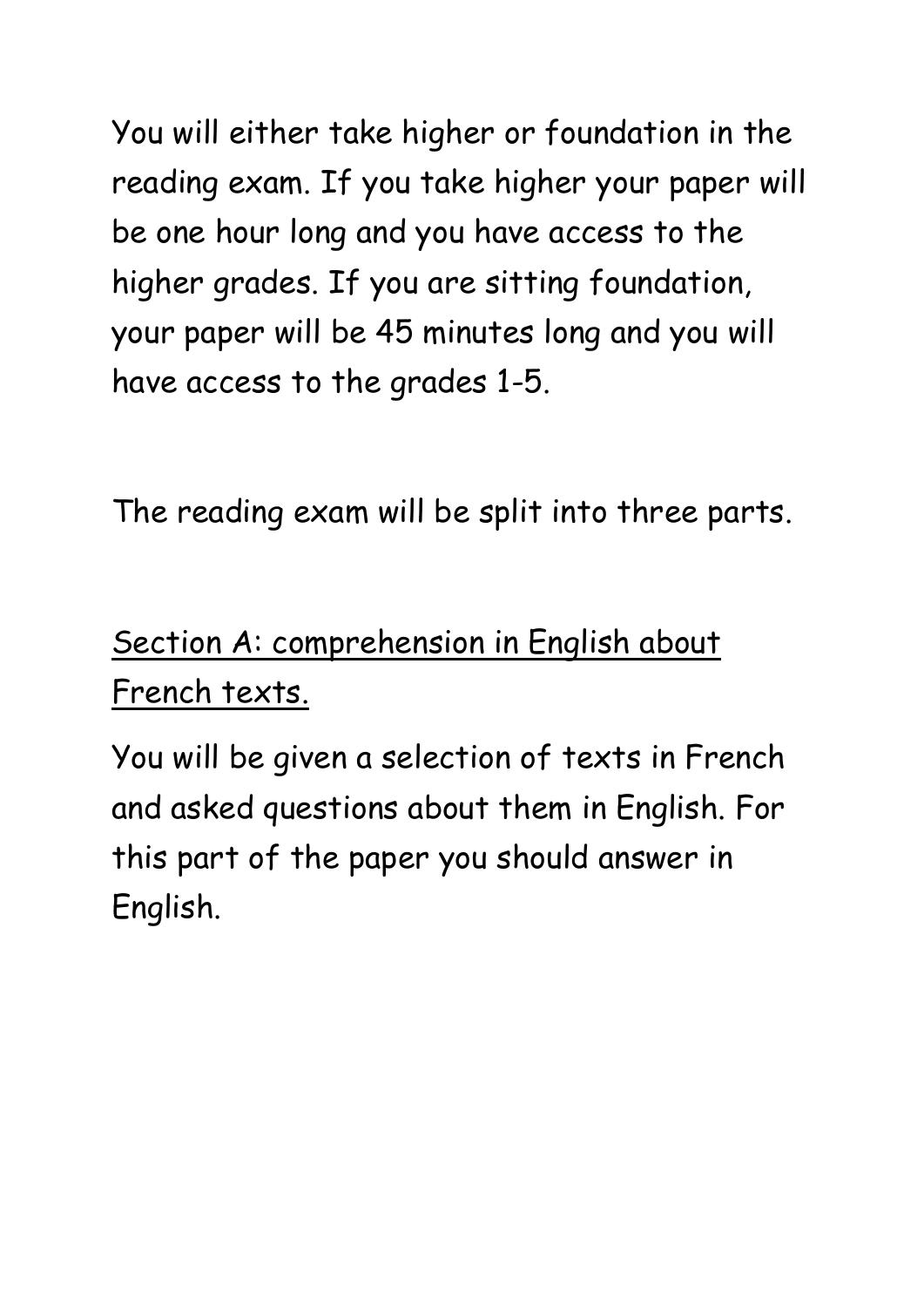You will either take higher or foundation in the reading exam. If you take higher your paper will be one hour long and you have access to the higher grades. If you are sitting foundation, your paper will be 45 minutes long and you will have access to the grades 1-5.

The reading exam will be split into three parts.

<u>Section A: comprehension in English about French texts.</u>

You will be given a selection of texts in French and asked questions about them in English. For this part of the paper you should answer in English.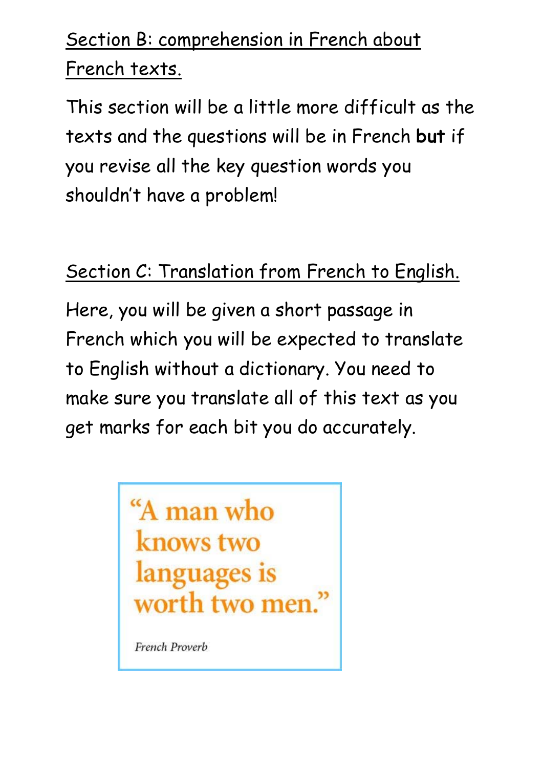## Section B: comprehension in French about French texts.

This section will be a little more difficult as the texts and the questions will be in French **but** if you revise all the key question words you shouldn't have a problem!

## Section C: Translation from French to English.

Here, you will be given a short passage in French which you will be expected to translate to English without a dictionary. You need to make sure you translate all of this text as you get marks for each bit you do accurately.

> "A man who knows two languages is worth two men."
>
> *French Proverb*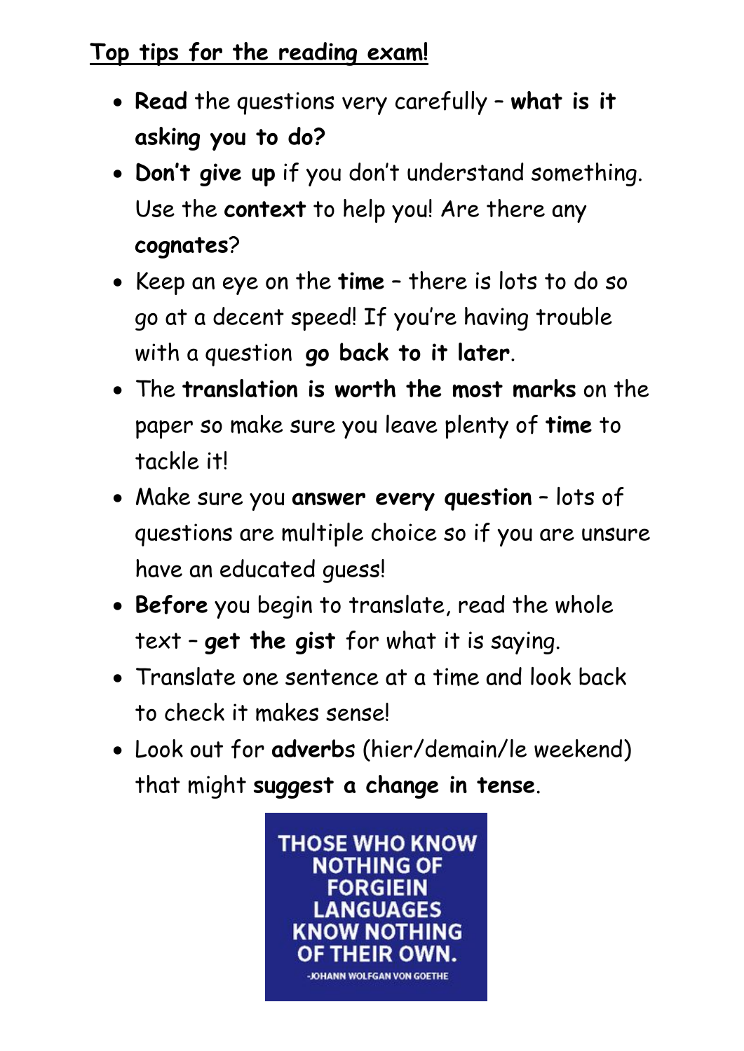## Top tips for the reading exam!

- **Read** the questions very carefully – **what is it asking you to do?**
- **Don't give up** if you don't understand something. Use the **context** to help you! Are there any **cognates**?
- Keep an eye on the **time** – there is lots to do so go at a decent speed! If you're having trouble with a question **go back to it later**.
- The **translation is worth the most marks** on the paper so make sure you leave plenty of **time** to tackle it!
- Make sure you **answer every question** – lots of questions are multiple choice so if you are unsure have an educated guess!
- **Before** you begin to translate, read the whole text – **get the gist** for what it is saying.
- Translate one sentence at a time and look back to check it makes sense!
- Look out for **adverbs** (hier/demain/le weekend) that might **suggest a change in tense**.

THOSE WHO KNOW NOTHING OF FORGIEIN LANGUAGES KNOW NOTHING OF THEIR OWN.

-JOHANN WOLFGAN VON GOETHE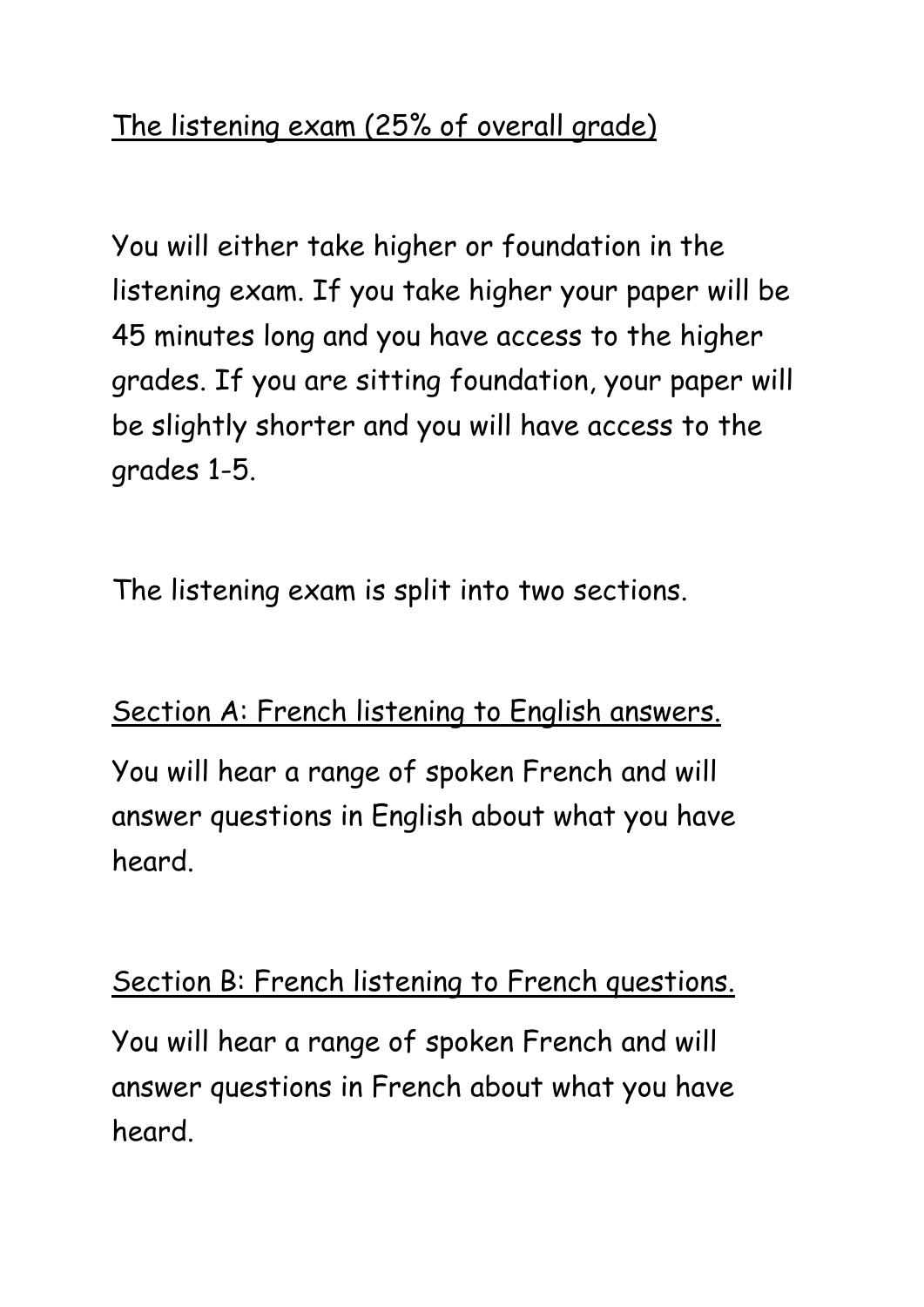## The listening exam (25% of overall grade)

You will either take higher or foundation in the listening exam. If you take higher your paper will be 45 minutes long and you have access to the higher grades. If you are sitting foundation, your paper will be slightly shorter and you will have access to the grades 1-5.

The listening exam is split into two sections.

### Section A: French listening to English answers.

You will hear a range of spoken French and will answer questions in English about what you have heard.

### Section B: French listening to French questions.

You will hear a range of spoken French and will answer questions in French about what you have heard.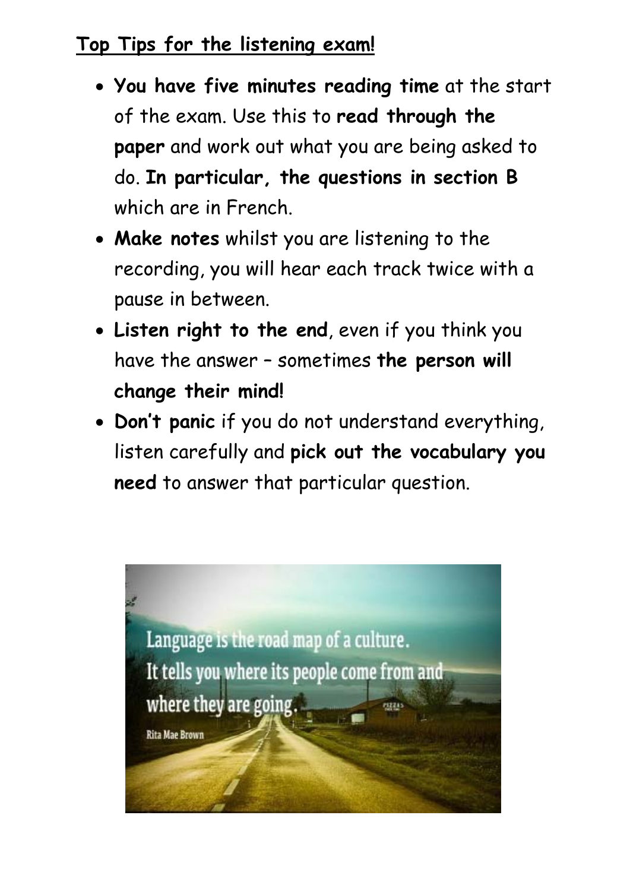## Top Tips for the listening exam!

- **You have five minutes reading time** at the start of the exam. Use this to **read through the paper** and work out what you are being asked to do. **In particular, the questions in section B** which are in French.
- **Make notes** whilst you are listening to the recording, you will hear each track twice with a pause in between.
- **Listen right to the end**, even if you think you have the answer – sometimes **the person will change their mind!**
- **Don't panic** if you do not understand everything, listen carefully and **pick out the vocabulary you need** to answer that particular question.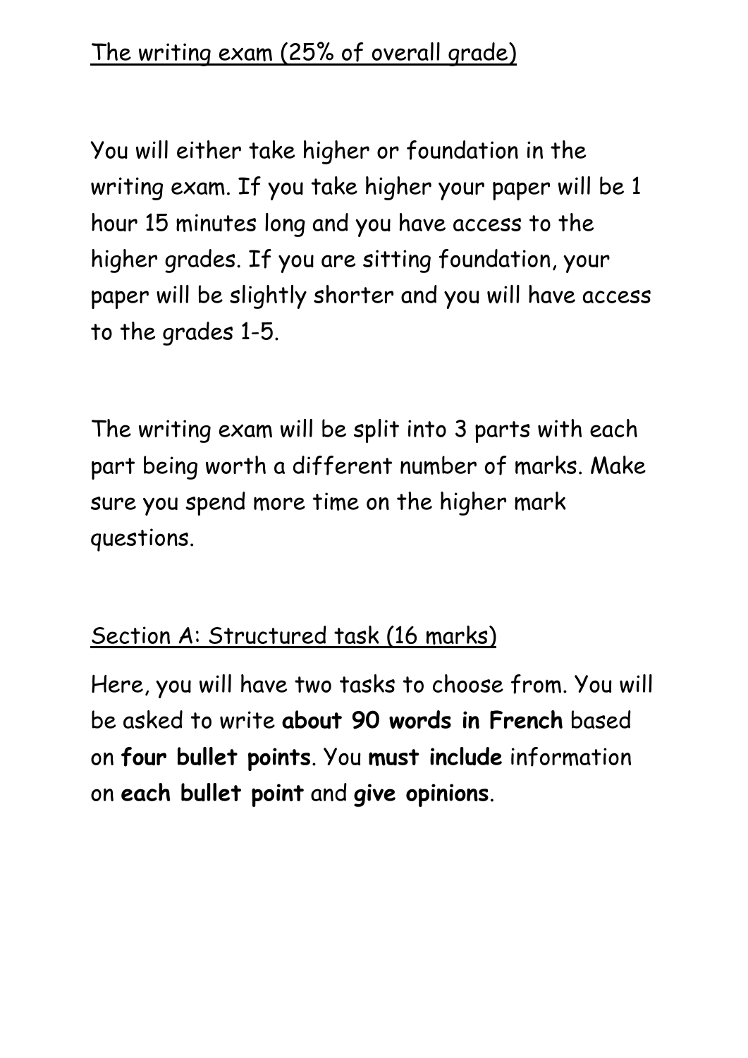## The writing exam (25% of overall grade)

You will either take higher or foundation in the writing exam. If you take higher your paper will be 1 hour 15 minutes long and you have access to the higher grades. If you are sitting foundation, your paper will be slightly shorter and you will have access to the grades 1-5.

The writing exam will be split into 3 parts with each part being worth a different number of marks. Make sure you spend more time on the higher mark questions.

### Section A: Structured task (16 marks)

Here, you will have two tasks to choose from. You will be asked to write **about 90 words in French** based on **four bullet points**. You **must include** information on **each bullet point** and **give opinions**.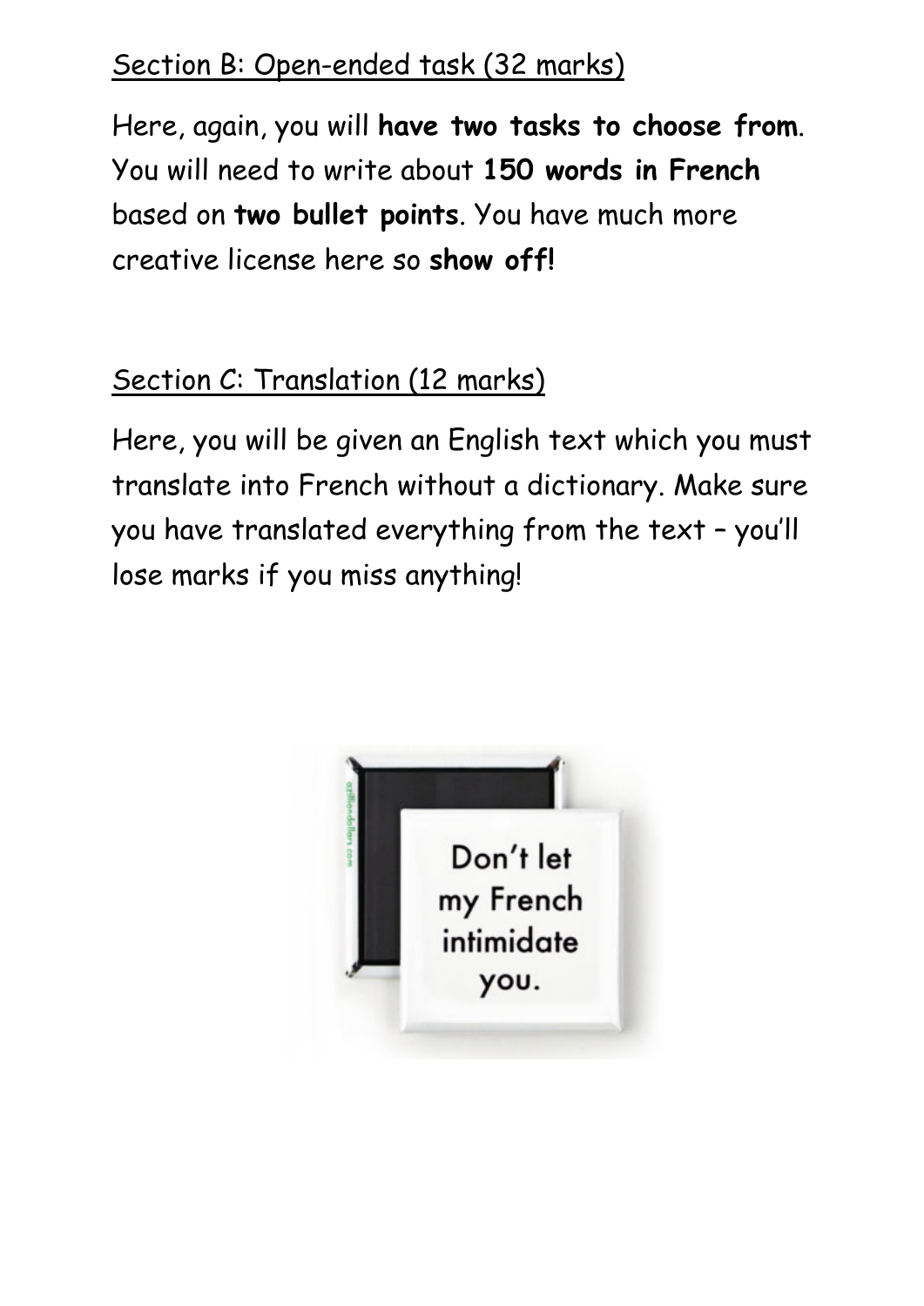## Section B: Open-ended task (32 marks)

Here, again, you will **have two tasks to choose from**. You will need to write about **150 words in French** based on **two bullet points**. You have much more creative license here so **show off!**

## Section C: Translation (12 marks)

Here, you will be given an English text which you must translate into French without a dictionary. Make sure you have translated everything from the text – you'll lose marks if you miss anything!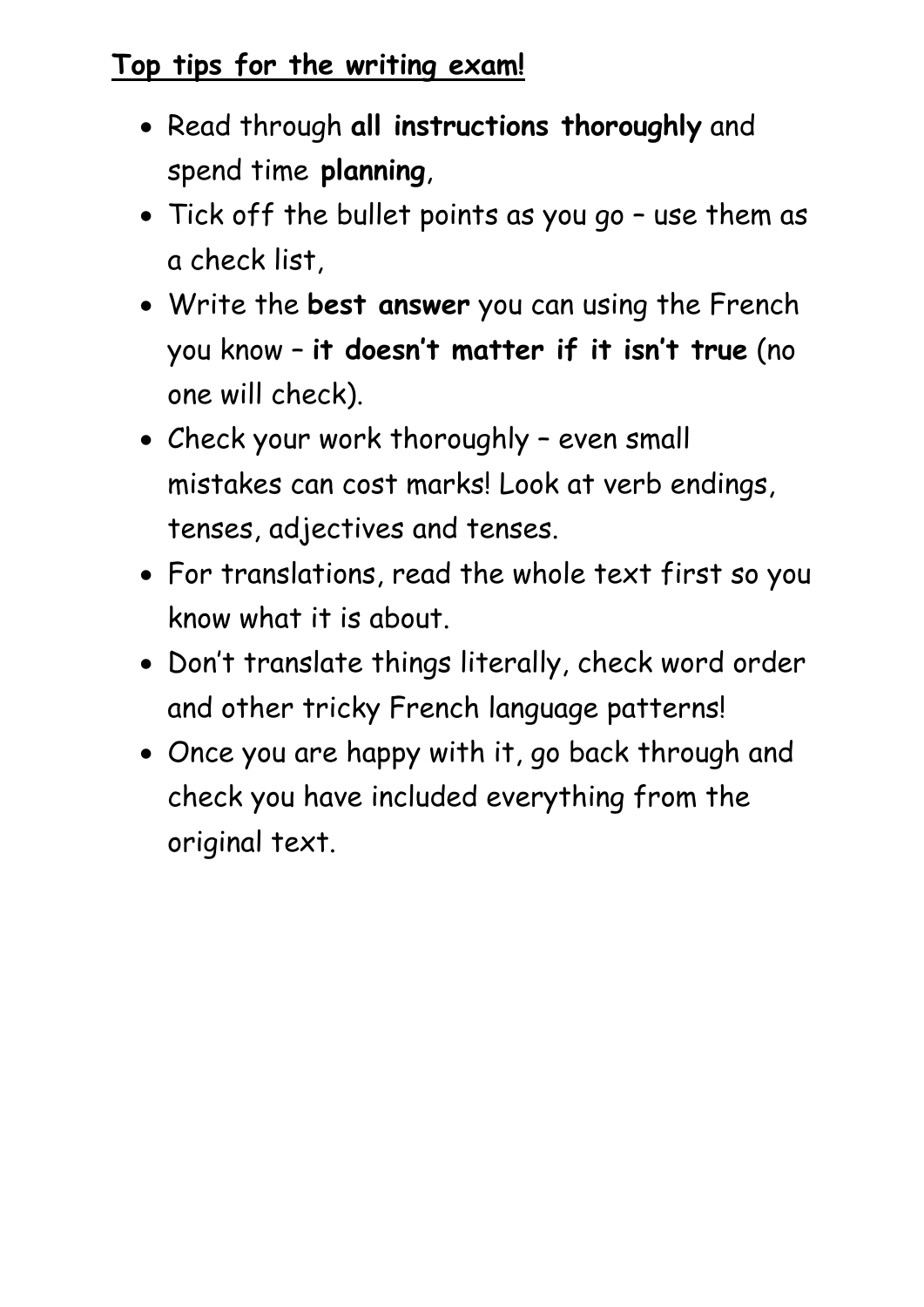**<u>Top tips for the writing exam!</u>**

- Read through **all instructions thoroughly** and spend time **planning**,
- Tick off the bullet points as you go – use them as a check list,
- Write the **best answer** you can using the French you know – **it doesn't matter if it isn't true** (no one will check).
- Check your work thoroughly – even small mistakes can cost marks! Look at verb endings, tenses, adjectives and tenses.
- For translations, read the whole text first so you know what it is about.
- Don't translate things literally, check word order and other tricky French language patterns!
- Once you are happy with it, go back through and check you have included everything from the original text.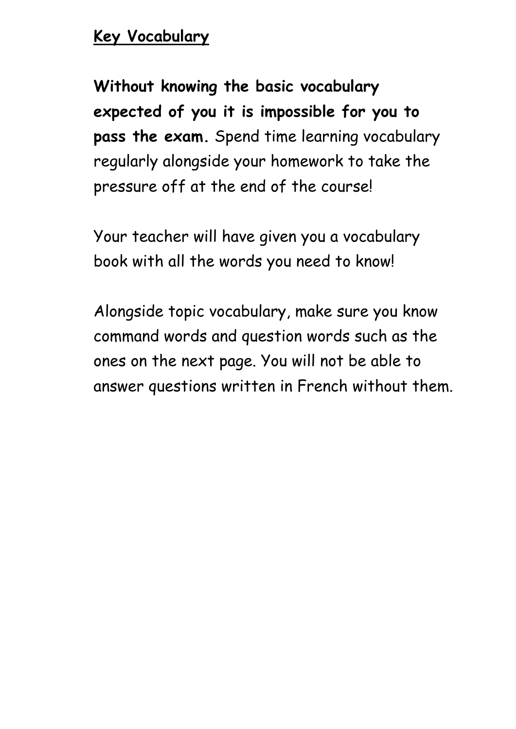## Key Vocabulary

**Without knowing the basic vocabulary expected of you it is impossible for you to pass the exam.** Spend time learning vocabulary regularly alongside your homework to take the pressure off at the end of the course!

Your teacher will have given you a vocabulary book with all the words you need to know!

Alongside topic vocabulary, make sure you know command words and question words such as the ones on the next page. You will not be able to answer questions written in French without them.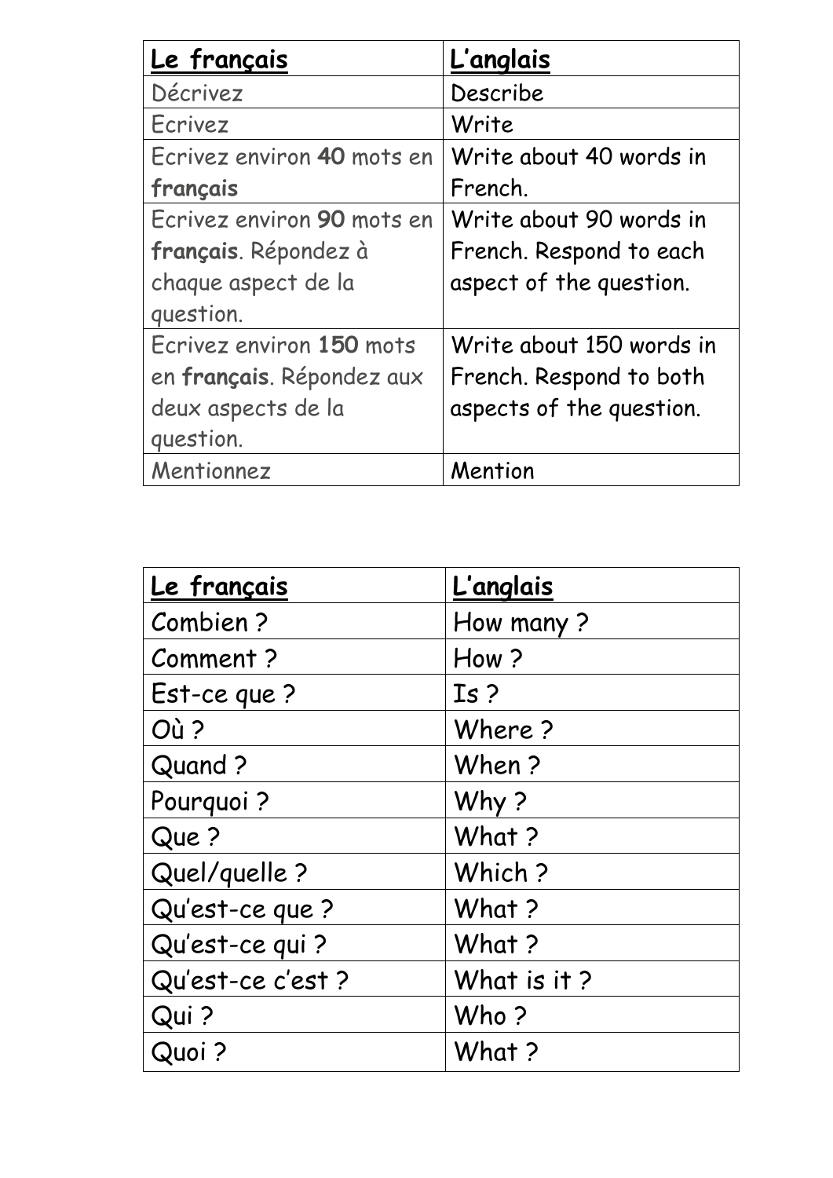| Le français | L'anglais |
|---|---|
| Décrivez | Describe |
| Ecrivez | Write |
| Ecrivez environ **40** mots en **français** | Write about 40 words in French. |
| Ecrivez environ **90** mots en **français**. Répondez à chaque aspect de la question. | Write about 90 words in French. Respond to each aspect of the question. |
| Ecrivez environ **150** mots en **français**. Répondez aux deux aspects de la question. | Write about 150 words in French. Respond to both aspects of the question. |
| Mentionnez | Mention |

| Le français | L'anglais |
|---|---|
| Combien ? | How many ? |
| Comment ? | How ? |
| Est-ce que ? | Is ? |
| Où ? | Where ? |
| Quand ? | When ? |
| Pourquoi ? | Why ? |
| Que ? | What ? |
| Quel/quelle ? | Which ? |
| Qu'est-ce que ? | What ? |
| Qu'est-ce qui ? | What ? |
| Qu'est-ce c'est ? | What is it ? |
| Qui ? | Who ? |
| Quoi ? | What ? |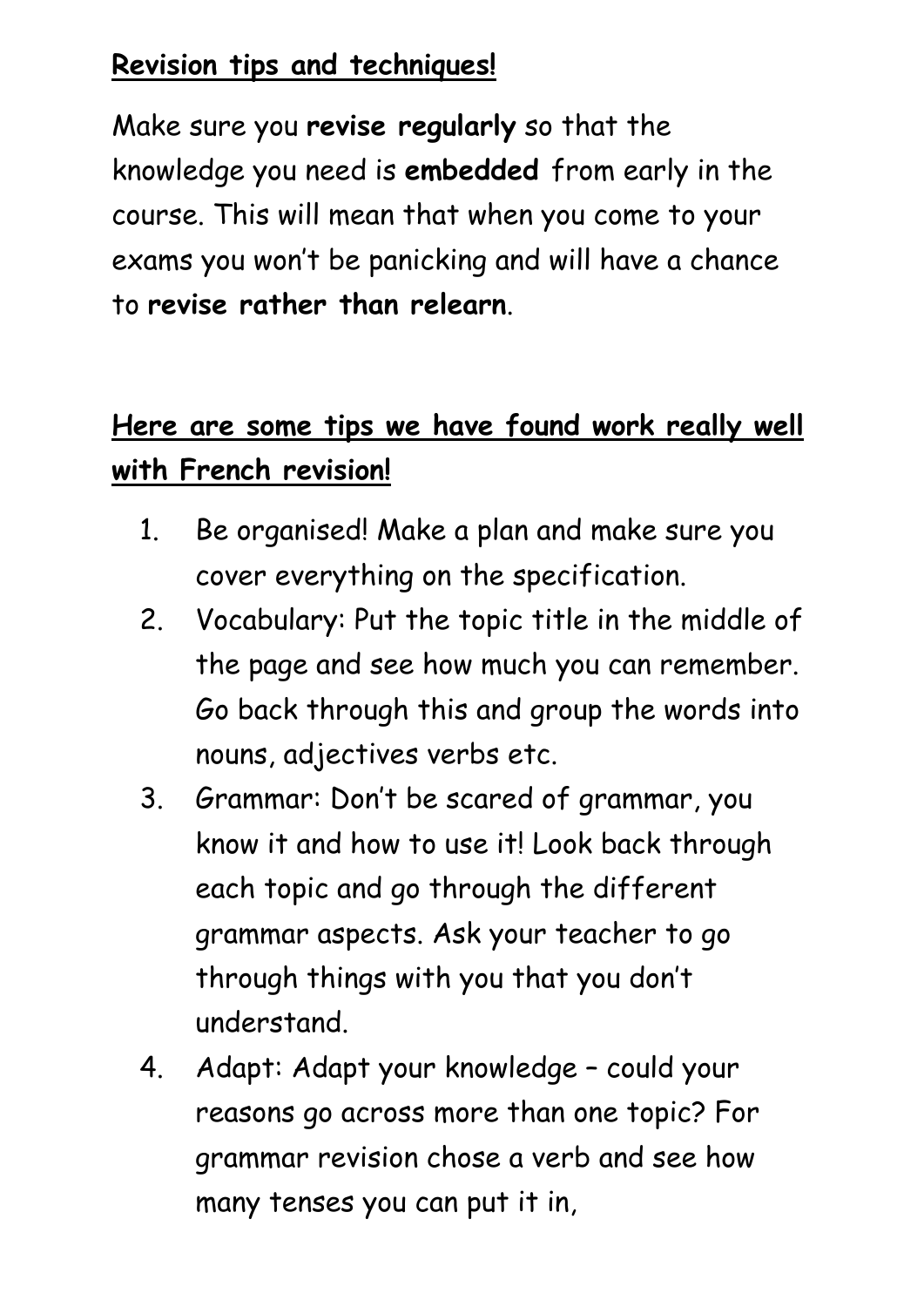**Revision tips and techniques!**

Make sure you **revise regularly** so that the knowledge you need is **embedded** from early in the course. This will mean that when you come to your exams you won't be panicking and will have a chance to **revise rather than relearn**.

**Here are some tips we have found work really well with French revision!**

1. Be organised! Make a plan and make sure you cover everything on the specification.
2. Vocabulary: Put the topic title in the middle of the page and see how much you can remember. Go back through this and group the words into nouns, adjectives verbs etc.
3. Grammar: Don't be scared of grammar, you know it and how to use it! Look back through each topic and go through the different grammar aspects. Ask your teacher to go through things with you that you don't understand.
4. Adapt: Adapt your knowledge – could your reasons go across more than one topic? For grammar revision chose a verb and see how many tenses you can put it in,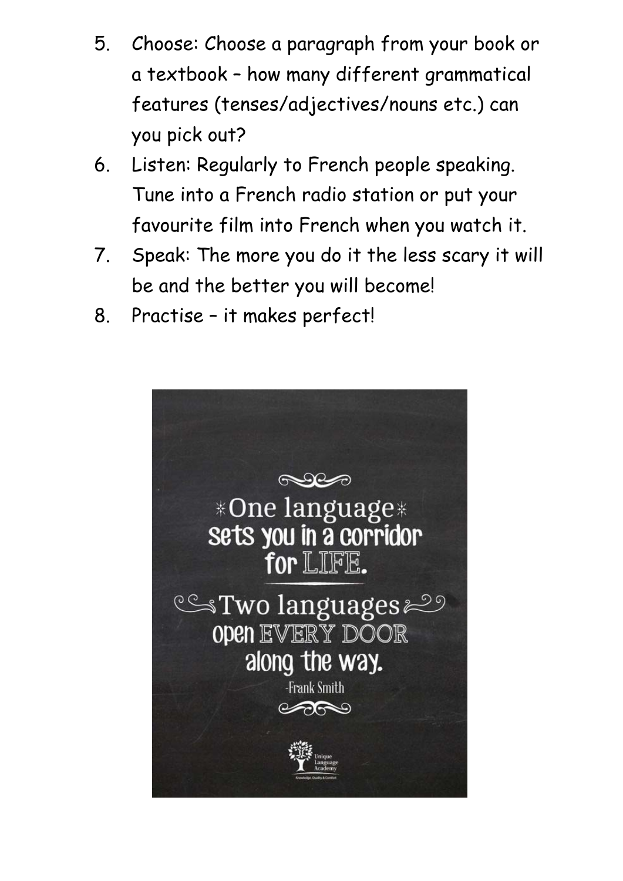5. Choose: Choose a paragraph from your book or a textbook – how many different grammatical features (tenses/adjectives/nouns etc.) can you pick out?
6. Listen: Regularly to French people speaking. Tune into a French radio station or put your favourite film into French when you watch it.
7. Speak: The more you do it the less scary it will be and the better you will become!
8. Practise – it makes perfect!

One language sets you in a corridor for LIFE.

Two languages open EVERY DOOR along the way.

-Frank Smith

Unique Language Academy

Knowledge, Quality & Comfort